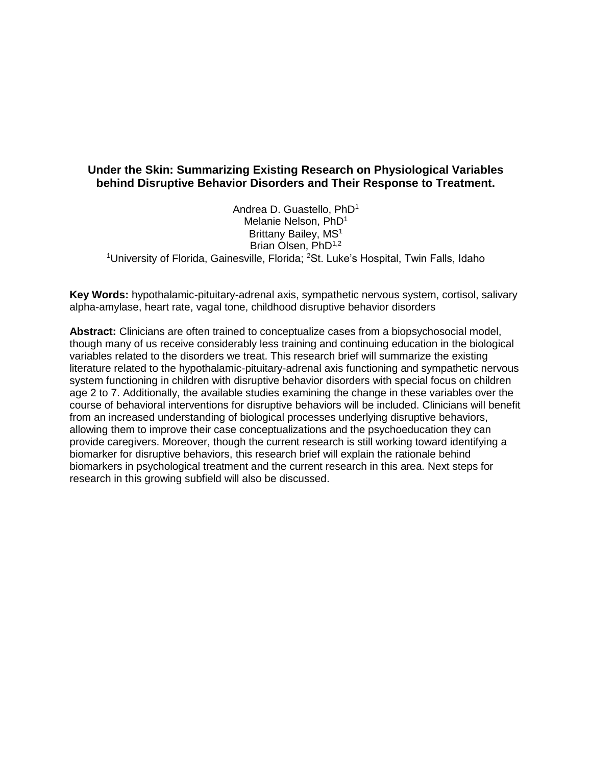# Under the Skin: Summarizing Existing Research on Physiological Variables behind Disruptive Behavior Disorders and Their Response to Treatment.

Andrea D. Guastello, PhD[1]
Melanie Nelson, PhD[1]
Brittany Bailey, MS[1]
Brian Olsen, PhD[1,2]
[1]University of Florida, Gainesville, Florida; [2]St. Luke's Hospital, Twin Falls, Idaho

**Key Words:** hypothalamic-pituitary-adrenal axis, sympathetic nervous system, cortisol, salivary alpha-amylase, heart rate, vagal tone, childhood disruptive behavior disorders

**Abstract:** Clinicians are often trained to conceptualize cases from a biopsychosocial model, though many of us receive considerably less training and continuing education in the biological variables related to the disorders we treat. This research brief will summarize the existing literature related to the hypothalamic-pituitary-adrenal axis functioning and sympathetic nervous system functioning in children with disruptive behavior disorders with special focus on children age 2 to 7. Additionally, the available studies examining the change in these variables over the course of behavioral interventions for disruptive behaviors will be included. Clinicians will benefit from an increased understanding of biological processes underlying disruptive behaviors, allowing them to improve their case conceptualizations and the psychoeducation they can provide caregivers. Moreover, though the current research is still working toward identifying a biomarker for disruptive behaviors, this research brief will explain the rationale behind biomarkers in psychological treatment and the current research in this area. Next steps for research in this growing subfield will also be discussed.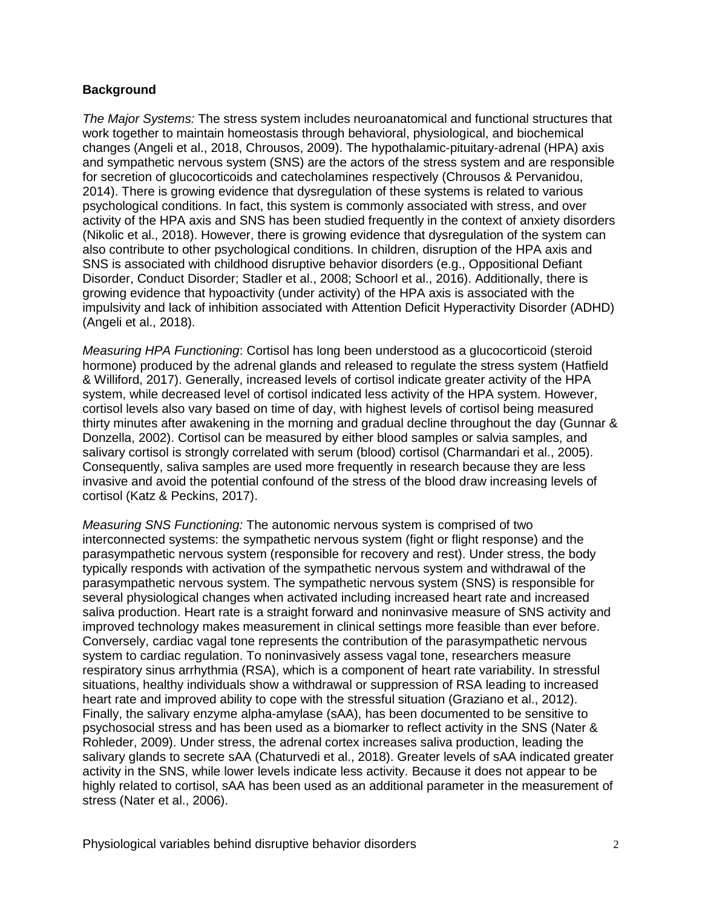**Background**

*The Major Systems:* The stress system includes neuroanatomical and functional structures that work together to maintain homeostasis through behavioral, physiological, and biochemical changes (Angeli et al., 2018, Chrousos, 2009). The hypothalamic-pituitary-adrenal (HPA) axis and sympathetic nervous system (SNS) are the actors of the stress system and are responsible for secretion of glucocorticoids and catecholamines respectively (Chrousos & Pervanidou, 2014). There is growing evidence that dysregulation of these systems is related to various psychological conditions. In fact, this system is commonly associated with stress, and over activity of the HPA axis and SNS has been studied frequently in the context of anxiety disorders (Nikolic et al., 2018). However, there is growing evidence that dysregulation of the system can also contribute to other psychological conditions. In children, disruption of the HPA axis and SNS is associated with childhood disruptive behavior disorders (e.g., Oppositional Defiant Disorder, Conduct Disorder; Stadler et al., 2008; Schoorl et al., 2016). Additionally, there is growing evidence that hypoactivity (under activity) of the HPA axis is associated with the impulsivity and lack of inhibition associated with Attention Deficit Hyperactivity Disorder (ADHD) (Angeli et al., 2018).

*Measuring HPA Functioning*: Cortisol has long been understood as a glucocorticoid (steroid hormone) produced by the adrenal glands and released to regulate the stress system (Hatfield & Williford, 2017). Generally, increased levels of cortisol indicate greater activity of the HPA system, while decreased level of cortisol indicated less activity of the HPA system. However, cortisol levels also vary based on time of day, with highest levels of cortisol being measured thirty minutes after awakening in the morning and gradual decline throughout the day (Gunnar & Donzella, 2002). Cortisol can be measured by either blood samples or salvia samples, and salivary cortisol is strongly correlated with serum (blood) cortisol (Charmandari et al., 2005). Consequently, saliva samples are used more frequently in research because they are less invasive and avoid the potential confound of the stress of the blood draw increasing levels of cortisol (Katz & Peckins, 2017).

*Measuring SNS Functioning:* The autonomic nervous system is comprised of two interconnected systems: the sympathetic nervous system (fight or flight response) and the parasympathetic nervous system (responsible for recovery and rest). Under stress, the body typically responds with activation of the sympathetic nervous system and withdrawal of the parasympathetic nervous system. The sympathetic nervous system (SNS) is responsible for several physiological changes when activated including increased heart rate and increased saliva production. Heart rate is a straight forward and noninvasive measure of SNS activity and improved technology makes measurement in clinical settings more feasible than ever before. Conversely, cardiac vagal tone represents the contribution of the parasympathetic nervous system to cardiac regulation. To noninvasively assess vagal tone, researchers measure respiratory sinus arrhythmia (RSA), which is a component of heart rate variability. In stressful situations, healthy individuals show a withdrawal or suppression of RSA leading to increased heart rate and improved ability to cope with the stressful situation (Graziano et al., 2012). Finally, the salivary enzyme alpha-amylase (sAA), has been documented to be sensitive to psychosocial stress and has been used as a biomarker to reflect activity in the SNS (Nater & Rohleder, 2009). Under stress, the adrenal cortex increases saliva production, leading the salivary glands to secrete sAA (Chaturvedi et al., 2018). Greater levels of sAA indicated greater activity in the SNS, while lower levels indicate less activity. Because it does not appear to be highly related to cortisol, sAA has been used as an additional parameter in the measurement of stress (Nater et al., 2006).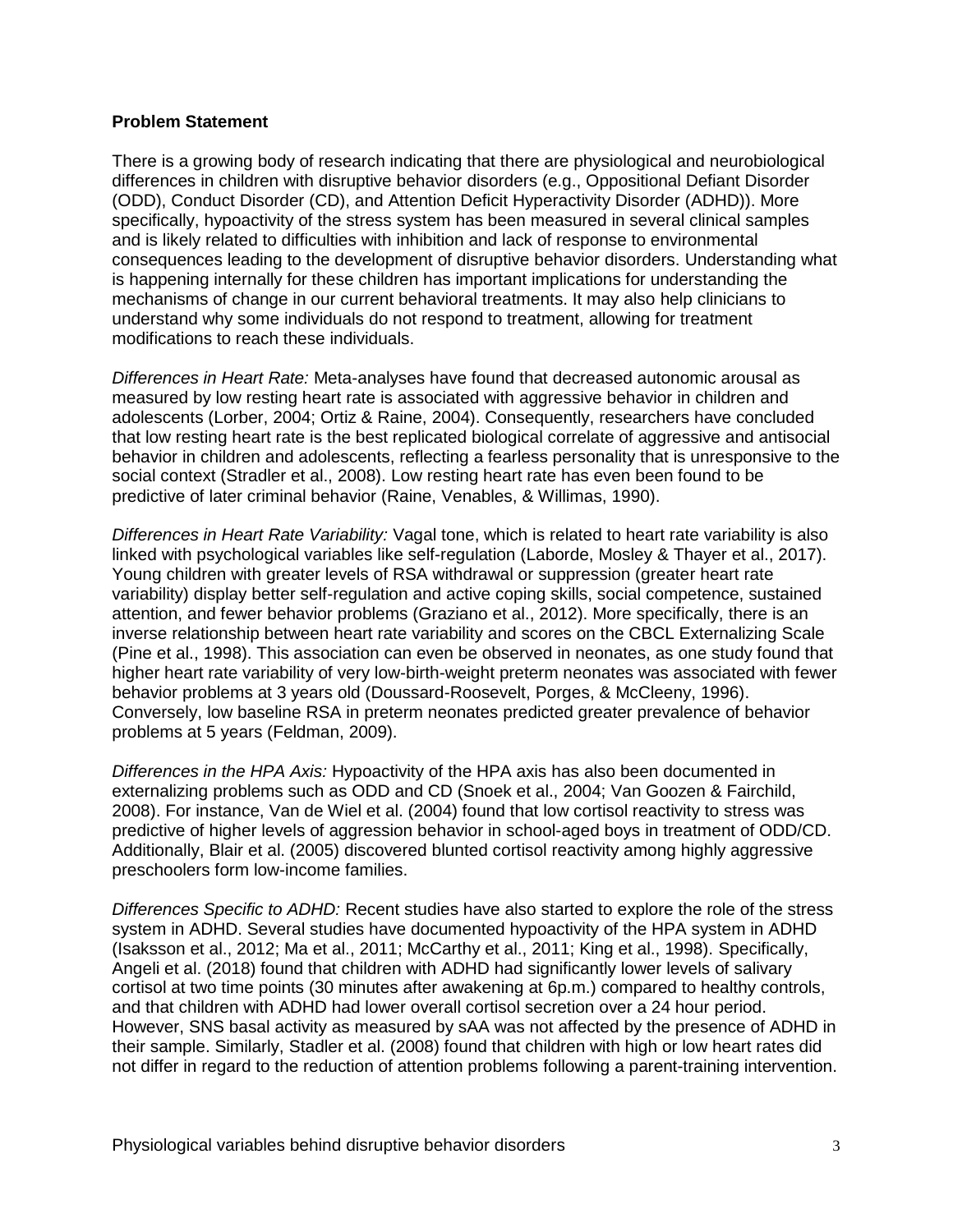**Problem Statement**

There is a growing body of research indicating that there are physiological and neurobiological differences in children with disruptive behavior disorders (e.g., Oppositional Defiant Disorder (ODD), Conduct Disorder (CD), and Attention Deficit Hyperactivity Disorder (ADHD)). More specifically, hypoactivity of the stress system has been measured in several clinical samples and is likely related to difficulties with inhibition and lack of response to environmental consequences leading to the development of disruptive behavior disorders. Understanding what is happening internally for these children has important implications for understanding the mechanisms of change in our current behavioral treatments. It may also help clinicians to understand why some individuals do not respond to treatment, allowing for treatment modifications to reach these individuals.

*Differences in Heart Rate:* Meta-analyses have found that decreased autonomic arousal as measured by low resting heart rate is associated with aggressive behavior in children and adolescents (Lorber, 2004; Ortiz & Raine, 2004). Consequently, researchers have concluded that low resting heart rate is the best replicated biological correlate of aggressive and antisocial behavior in children and adolescents, reflecting a fearless personality that is unresponsive to the social context (Stradler et al., 2008). Low resting heart rate has even been found to be predictive of later criminal behavior (Raine, Venables, & Willimas, 1990).

*Differences in Heart Rate Variability:* Vagal tone, which is related to heart rate variability is also linked with psychological variables like self-regulation (Laborde, Mosley & Thayer et al., 2017). Young children with greater levels of RSA withdrawal or suppression (greater heart rate variability) display better self-regulation and active coping skills, social competence, sustained attention, and fewer behavior problems (Graziano et al., 2012). More specifically, there is an inverse relationship between heart rate variability and scores on the CBCL Externalizing Scale (Pine et al., 1998). This association can even be observed in neonates, as one study found that higher heart rate variability of very low-birth-weight preterm neonates was associated with fewer behavior problems at 3 years old (Doussard-Roosevelt, Porges, & McCleeny, 1996). Conversely, low baseline RSA in preterm neonates predicted greater prevalence of behavior problems at 5 years (Feldman, 2009).

*Differences in the HPA Axis:* Hypoactivity of the HPA axis has also been documented in externalizing problems such as ODD and CD (Snoek et al., 2004; Van Goozen & Fairchild, 2008). For instance, Van de Wiel et al. (2004) found that low cortisol reactivity to stress was predictive of higher levels of aggression behavior in school-aged boys in treatment of ODD/CD. Additionally, Blair et al. (2005) discovered blunted cortisol reactivity among highly aggressive preschoolers form low-income families.

*Differences Specific to ADHD:* Recent studies have also started to explore the role of the stress system in ADHD. Several studies have documented hypoactivity of the HPA system in ADHD (Isaksson et al., 2012; Ma et al., 2011; McCarthy et al., 2011; King et al., 1998). Specifically, Angeli et al. (2018) found that children with ADHD had significantly lower levels of salivary cortisol at two time points (30 minutes after awakening at 6p.m.) compared to healthy controls, and that children with ADHD had lower overall cortisol secretion over a 24 hour period. However, SNS basal activity as measured by sAA was not affected by the presence of ADHD in their sample. Similarly, Stadler et al. (2008) found that children with high or low heart rates did not differ in regard to the reduction of attention problems following a parent-training intervention.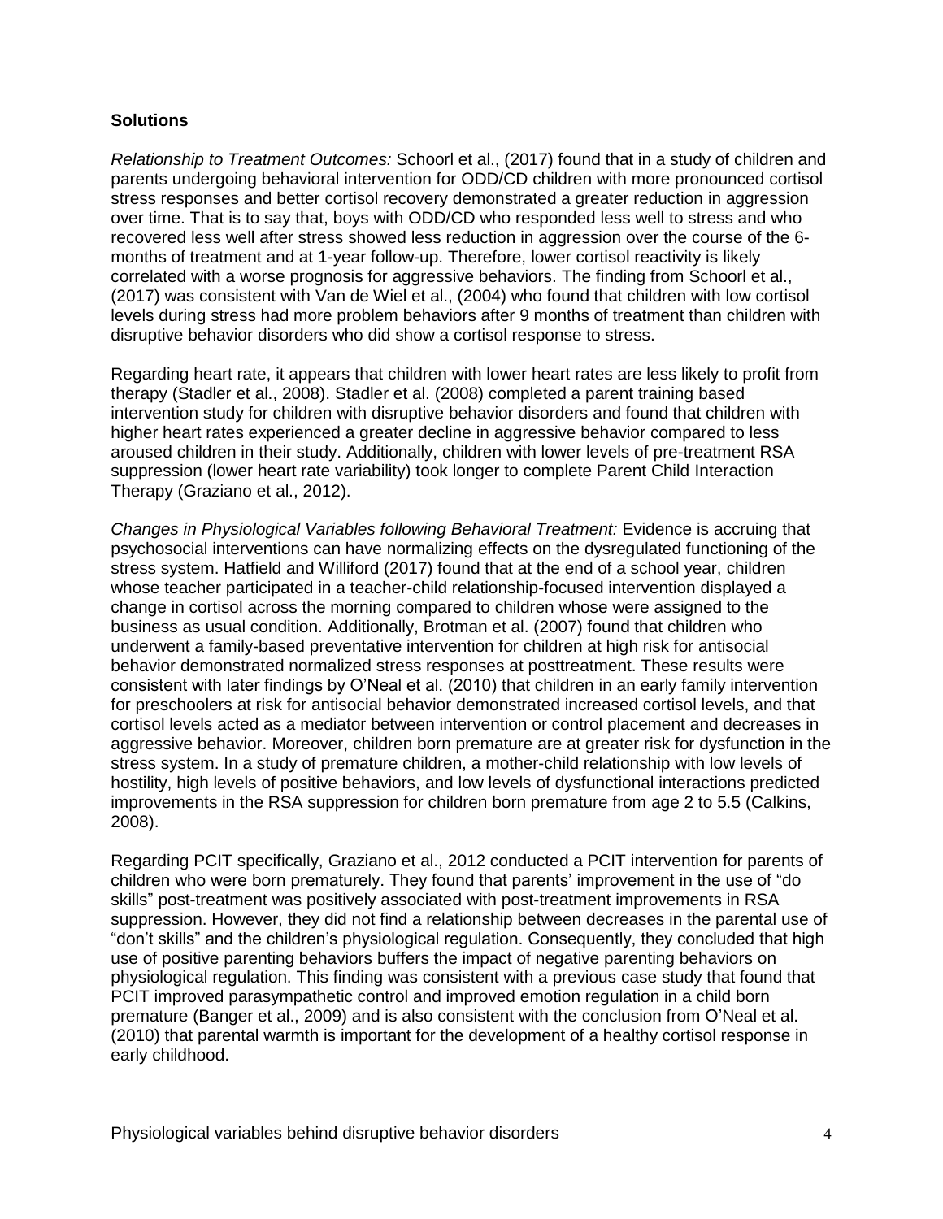**Solutions**

*Relationship to Treatment Outcomes:* Schoorl et al., (2017) found that in a study of children and parents undergoing behavioral intervention for ODD/CD children with more pronounced cortisol stress responses and better cortisol recovery demonstrated a greater reduction in aggression over time. That is to say that, boys with ODD/CD who responded less well to stress and who recovered less well after stress showed less reduction in aggression over the course of the 6-months of treatment and at 1-year follow-up. Therefore, lower cortisol reactivity is likely correlated with a worse prognosis for aggressive behaviors. The finding from Schoorl et al., (2017) was consistent with Van de Wiel et al., (2004) who found that children with low cortisol levels during stress had more problem behaviors after 9 months of treatment than children with disruptive behavior disorders who did show a cortisol response to stress.

Regarding heart rate, it appears that children with lower heart rates are less likely to profit from therapy (Stadler et al., 2008). Stadler et al. (2008) completed a parent training based intervention study for children with disruptive behavior disorders and found that children with higher heart rates experienced a greater decline in aggressive behavior compared to less aroused children in their study. Additionally, children with lower levels of pre-treatment RSA suppression (lower heart rate variability) took longer to complete Parent Child Interaction Therapy (Graziano et al., 2012).

*Changes in Physiological Variables following Behavioral Treatment:* Evidence is accruing that psychosocial interventions can have normalizing effects on the dysregulated functioning of the stress system. Hatfield and Williford (2017) found that at the end of a school year, children whose teacher participated in a teacher-child relationship-focused intervention displayed a change in cortisol across the morning compared to children whose were assigned to the business as usual condition. Additionally, Brotman et al. (2007) found that children who underwent a family-based preventative intervention for children at high risk for antisocial behavior demonstrated normalized stress responses at posttreatment. These results were consistent with later findings by O'Neal et al. (2010) that children in an early family intervention for preschoolers at risk for antisocial behavior demonstrated increased cortisol levels, and that cortisol levels acted as a mediator between intervention or control placement and decreases in aggressive behavior. Moreover, children born premature are at greater risk for dysfunction in the stress system. In a study of premature children, a mother-child relationship with low levels of hostility, high levels of positive behaviors, and low levels of dysfunctional interactions predicted improvements in the RSA suppression for children born premature from age 2 to 5.5 (Calkins, 2008).

Regarding PCIT specifically, Graziano et al., 2012 conducted a PCIT intervention for parents of children who were born prematurely. They found that parents' improvement in the use of "do skills" post-treatment was positively associated with post-treatment improvements in RSA suppression. However, they did not find a relationship between decreases in the parental use of "don't skills" and the children's physiological regulation. Consequently, they concluded that high use of positive parenting behaviors buffers the impact of negative parenting behaviors on physiological regulation. This finding was consistent with a previous case study that found that PCIT improved parasympathetic control and improved emotion regulation in a child born premature (Banger et al., 2009) and is also consistent with the conclusion from O'Neal et al. (2010) that parental warmth is important for the development of a healthy cortisol response in early childhood.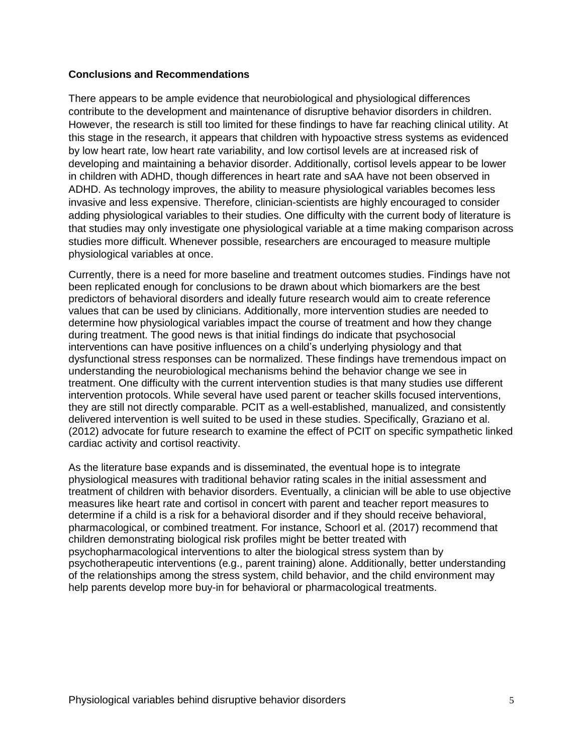**Conclusions and Recommendations**

There appears to be ample evidence that neurobiological and physiological differences contribute to the development and maintenance of disruptive behavior disorders in children. However, the research is still too limited for these findings to have far reaching clinical utility. At this stage in the research, it appears that children with hypoactive stress systems as evidenced by low heart rate, low heart rate variability, and low cortisol levels are at increased risk of developing and maintaining a behavior disorder. Additionally, cortisol levels appear to be lower in children with ADHD, though differences in heart rate and sAA have not been observed in ADHD. As technology improves, the ability to measure physiological variables becomes less invasive and less expensive. Therefore, clinician-scientists are highly encouraged to consider adding physiological variables to their studies. One difficulty with the current body of literature is that studies may only investigate one physiological variable at a time making comparison across studies more difficult. Whenever possible, researchers are encouraged to measure multiple physiological variables at once.

Currently, there is a need for more baseline and treatment outcomes studies. Findings have not been replicated enough for conclusions to be drawn about which biomarkers are the best predictors of behavioral disorders and ideally future research would aim to create reference values that can be used by clinicians. Additionally, more intervention studies are needed to determine how physiological variables impact the course of treatment and how they change during treatment. The good news is that initial findings do indicate that psychosocial interventions can have positive influences on a child's underlying physiology and that dysfunctional stress responses can be normalized. These findings have tremendous impact on understanding the neurobiological mechanisms behind the behavior change we see in treatment. One difficulty with the current intervention studies is that many studies use different intervention protocols. While several have used parent or teacher skills focused interventions, they are still not directly comparable. PCIT as a well-established, manualized, and consistently delivered intervention is well suited to be used in these studies. Specifically, Graziano et al. (2012) advocate for future research to examine the effect of PCIT on specific sympathetic linked cardiac activity and cortisol reactivity.

As the literature base expands and is disseminated, the eventual hope is to integrate physiological measures with traditional behavior rating scales in the initial assessment and treatment of children with behavior disorders. Eventually, a clinician will be able to use objective measures like heart rate and cortisol in concert with parent and teacher report measures to determine if a child is a risk for a behavioral disorder and if they should receive behavioral, pharmacological, or combined treatment. For instance, Schoorl et al. (2017) recommend that children demonstrating biological risk profiles might be better treated with psychopharmacological interventions to alter the biological stress system than by psychotherapeutic interventions (e.g., parent training) alone. Additionally, better understanding of the relationships among the stress system, child behavior, and the child environment may help parents develop more buy-in for behavioral or pharmacological treatments.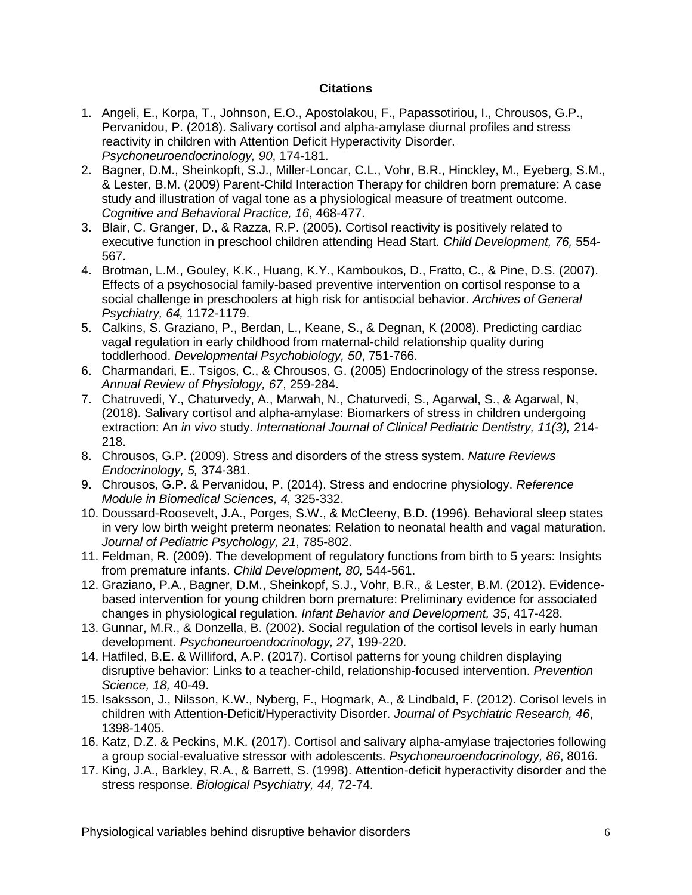**Citations**

1. Angeli, E., Korpa, T., Johnson, E.O., Apostolakou, F., Papassotiriou, I., Chrousos, G.P., Pervanidou, P. (2018). Salivary cortisol and alpha-amylase diurnal profiles and stress reactivity in children with Attention Deficit Hyperactivity Disorder. *Psychoneuroendocrinology, 90*, 174-181.
2. Bagner, D.M., Sheinkopft, S.J., Miller-Loncar, C.L., Vohr, B.R., Hinckley, M., Eyeberg, S.M., & Lester, B.M. (2009) Parent-Child Interaction Therapy for children born premature: A case study and illustration of vagal tone as a physiological measure of treatment outcome. *Cognitive and Behavioral Practice, 16*, 468-477.
3. Blair, C. Granger, D., & Razza, R.P. (2005). Cortisol reactivity is positively related to executive function in preschool children attending Head Start. *Child Development, 76,* 554-567.
4. Brotman, L.M., Gouley, K.K., Huang, K.Y., Kamboukos, D., Fratto, C., & Pine, D.S. (2007). Effects of a psychosocial family-based preventive intervention on cortisol response to a social challenge in preschoolers at high risk for antisocial behavior. *Archives of General Psychiatry, 64,* 1172-1179.
5. Calkins, S. Graziano, P., Berdan, L., Keane, S., & Degnan, K (2008). Predicting cardiac vagal regulation in early childhood from maternal-child relationship quality during toddlerhood. *Developmental Psychobiology, 50*, 751-766.
6. Charmandari, E.. Tsigos, C., & Chrousos, G. (2005) Endocrinology of the stress response. *Annual Review of Physiology, 67*, 259-284.
7. Chatruvedi, Y., Chaturvedy, A., Marwah, N., Chaturvedi, S., Agarwal, S., & Agarwal, N, (2018). Salivary cortisol and alpha-amylase: Biomarkers of stress in children undergoing extraction: An *in vivo* study. *International Journal of Clinical Pediatric Dentistry, 11(3),* 214-218.
8. Chrousos, G.P. (2009). Stress and disorders of the stress system. *Nature Reviews Endocrinology, 5,* 374-381.
9. Chrousos, G.P. & Pervanidou, P. (2014). Stress and endocrine physiology. *Reference Module in Biomedical Sciences, 4,* 325-332.
10. Doussard-Roosevelt, J.A., Porges, S.W., & McCleeny, B.D. (1996). Behavioral sleep states in very low birth weight preterm neonates: Relation to neonatal health and vagal maturation. *Journal of Pediatric Psychology, 21*, 785-802.
11. Feldman, R. (2009). The development of regulatory functions from birth to 5 years: Insights from premature infants. *Child Development, 80,* 544-561.
12. Graziano, P.A., Bagner, D.M., Sheinkopf, S.J., Vohr, B.R., & Lester, B.M. (2012). Evidence-based intervention for young children born premature: Preliminary evidence for associated changes in physiological regulation. *Infant Behavior and Development, 35*, 417-428.
13. Gunnar, M.R., & Donzella, B. (2002). Social regulation of the cortisol levels in early human development. *Psychoneuroendocrinology, 27*, 199-220.
14. Hatfiled, B.E. & Williford, A.P. (2017). Cortisol patterns for young children displaying disruptive behavior: Links to a teacher-child, relationship-focused intervention. *Prevention Science, 18,* 40-49.
15. Isaksson, J., Nilsson, K.W., Nyberg, F., Hogmark, A., & Lindbald, F. (2012). Corisol levels in children with Attention-Deficit/Hyperactivity Disorder. *Journal of Psychiatric Research, 46*, 1398-1405.
16. Katz, D.Z. & Peckins, M.K. (2017). Cortisol and salivary alpha-amylase trajectories following a group social-evaluative stressor with adolescents. *Psychoneuroendocrinology, 86*, 8016.
17. King, J.A., Barkley, R.A., & Barrett, S. (1998). Attention-deficit hyperactivity disorder and the stress response. *Biological Psychiatry, 44,* 72-74.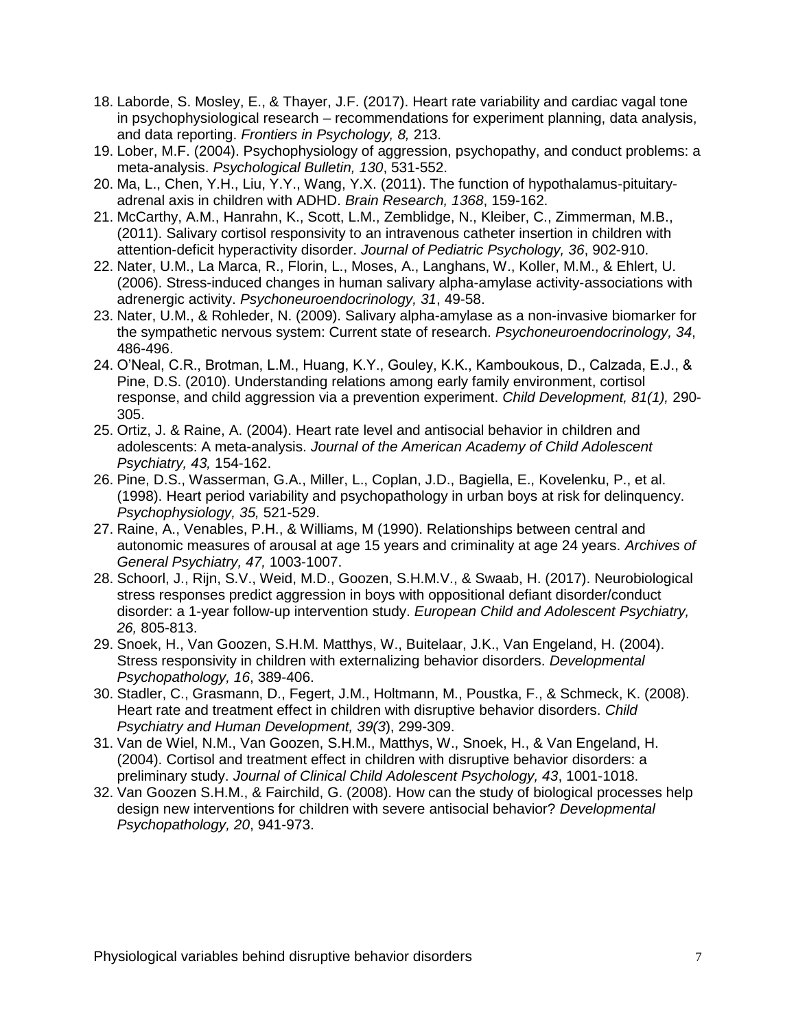18. Laborde, S. Mosley, E., & Thayer, J.F. (2017). Heart rate variability and cardiac vagal tone in psychophysiological research – recommendations for experiment planning, data analysis, and data reporting. *Frontiers in Psychology, 8,* 213.
19. Lober, M.F. (2004). Psychophysiology of aggression, psychopathy, and conduct problems: a meta-analysis. *Psychological Bulletin, 130*, 531-552.
20. Ma, L., Chen, Y.H., Liu, Y.Y., Wang, Y.X. (2011). The function of hypothalamus-pituitary-adrenal axis in children with ADHD. *Brain Research, 1368*, 159-162.
21. McCarthy, A.M., Hanrahn, K., Scott, L.M., Zemblidge, N., Kleiber, C., Zimmerman, M.B., (2011). Salivary cortisol responsivity to an intravenous catheter insertion in children with attention-deficit hyperactivity disorder. *Journal of Pediatric Psychology, 36*, 902-910.
22. Nater, U.M., La Marca, R., Florin, L., Moses, A., Langhans, W., Koller, M.M., & Ehlert, U. (2006). Stress-induced changes in human salivary alpha-amylase activity-associations with adrenergic activity. *Psychoneuroendocrinology, 31*, 49-58.
23. Nater, U.M., & Rohleder, N. (2009). Salivary alpha-amylase as a non-invasive biomarker for the sympathetic nervous system: Current state of research. *Psychoneuroendocrinology, 34*, 486-496.
24. O'Neal, C.R., Brotman, L.M., Huang, K.Y., Gouley, K.K., Kamboukous, D., Calzada, E.J., & Pine, D.S. (2010). Understanding relations among early family environment, cortisol response, and child aggression via a prevention experiment. *Child Development, 81(1),* 290-305.
25. Ortiz, J. & Raine, A. (2004). Heart rate level and antisocial behavior in children and adolescents: A meta-analysis. *Journal of the American Academy of Child Adolescent Psychiatry, 43,* 154-162.
26. Pine, D.S., Wasserman, G.A., Miller, L., Coplan, J.D., Bagiella, E., Kovelenku, P., et al. (1998). Heart period variability and psychopathology in urban boys at risk for delinquency. *Psychophysiology, 35,* 521-529.
27. Raine, A., Venables, P.H., & Williams, M (1990). Relationships between central and autonomic measures of arousal at age 15 years and criminality at age 24 years. *Archives of General Psychiatry, 47,* 1003-1007.
28. Schoorl, J., Rijn, S.V., Weid, M.D., Goozen, S.H.M.V., & Swaab, H. (2017). Neurobiological stress responses predict aggression in boys with oppositional defiant disorder/conduct disorder: a 1-year follow-up intervention study. *European Child and Adolescent Psychiatry, 26,* 805-813.
29. Snoek, H., Van Goozen, S.H.M. Matthys, W., Buitelaar, J.K., Van Engeland, H. (2004). Stress responsivity in children with externalizing behavior disorders. *Developmental Psychopathology, 16*, 389-406.
30. Stadler, C., Grasmann, D., Fegert, J.M., Holtmann, M., Poustka, F., & Schmeck, K. (2008). Heart rate and treatment effect in children with disruptive behavior disorders. *Child Psychiatry and Human Development, 39(3*), 299-309.
31. Van de Wiel, N.M., Van Goozen, S.H.M., Matthys, W., Snoek, H., & Van Engeland, H. (2004). Cortisol and treatment effect in children with disruptive behavior disorders: a preliminary study. *Journal of Clinical Child Adolescent Psychology, 43*, 1001-1018.
32. Van Goozen S.H.M., & Fairchild, G. (2008). How can the study of biological processes help design new interventions for children with severe antisocial behavior? *Developmental Psychopathology, 20*, 941-973.